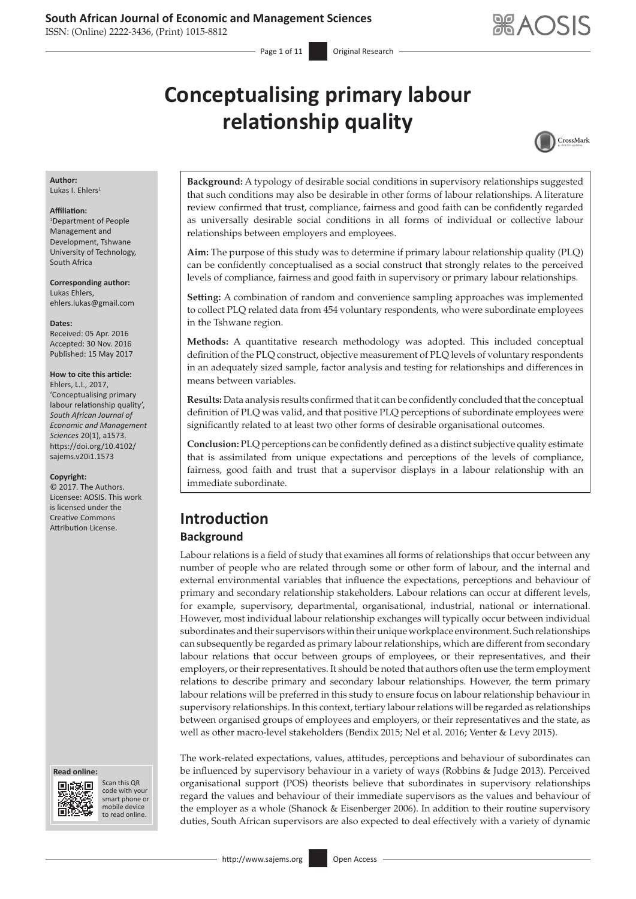# Conceptualising primary labour relationship quality

**Author:**
Lukas I. Ehlers[1]

**Affiliation:**
[1]Department of People Management and Development, Tshwane University of Technology, South Africa

**Corresponding author:**
Lukas Ehlers,
ehlers.lukas@gmail.com

**Dates:**
Received: 05 Apr. 2016
Accepted: 30 Nov. 2016
Published: 15 May 2017

**How to cite this article:**
Ehlers, L.I., 2017, 'Conceptualising primary labour relationship quality', *South African Journal of Economic and Management Sciences* 20(1), a1573. https://doi.org/10.4102/sajems.v20i1.1573

**Copyright:**
© 2017. The Authors. Licensee: AOSIS. This work is licensed under the Creative Commons Attribution License.

**Read online:**
Scan this QR code with your smart phone or mobile device to read online.

**Background:** A typology of desirable social conditions in supervisory relationships suggested that such conditions may also be desirable in other forms of labour relationships. A literature review confirmed that trust, compliance, fairness and good faith can be confidently regarded as universally desirable social conditions in all forms of individual or collective labour relationships between employers and employees.

**Aim:** The purpose of this study was to determine if primary labour relationship quality (PLQ) can be confidently conceptualised as a social construct that strongly relates to the perceived levels of compliance, fairness and good faith in supervisory or primary labour relationships.

**Setting:** A combination of random and convenience sampling approaches was implemented to collect PLQ related data from 454 voluntary respondents, who were subordinate employees in the Tshwane region.

**Methods:** A quantitative research methodology was adopted. This included conceptual definition of the PLQ construct, objective measurement of PLQ levels of voluntary respondents in an adequately sized sample, factor analysis and testing for relationships and differences in means between variables.

**Results:** Data analysis results confirmed that it can be confidently concluded that the conceptual definition of PLQ was valid, and that positive PLQ perceptions of subordinate employees were significantly related to at least two other forms of desirable organisational outcomes.

**Conclusion:** PLQ perceptions can be confidently defined as a distinct subjective quality estimate that is assimilated from unique expectations and perceptions of the levels of compliance, fairness, good faith and trust that a supervisor displays in a labour relationship with an immediate subordinate.

## Introduction

### Background

Labour relations is a field of study that examines all forms of relationships that occur between any number of people who are related through some or other form of labour, and the internal and external environmental variables that influence the expectations, perceptions and behaviour of primary and secondary relationship stakeholders. Labour relations can occur at different levels, for example, supervisory, departmental, organisational, industrial, national or international. However, most individual labour relationship exchanges will typically occur between individual subordinates and their supervisors within their unique workplace environment. Such relationships can subsequently be regarded as primary labour relationships, which are different from secondary labour relations that occur between groups of employees, or their representatives, and their employers, or their representatives. It should be noted that authors often use the term employment relations to describe primary and secondary labour relationships. However, the term primary labour relations will be preferred in this study to ensure focus on labour relationship behaviour in supervisory relationships. In this context, tertiary labour relations will be regarded as relationships between organised groups of employees and employers, or their representatives and the state, as well as other macro-level stakeholders (Bendix 2015; Nel et al. 2016; Venter & Levy 2015).

The work-related expectations, values, attitudes, perceptions and behaviour of subordinates can be influenced by supervisory behaviour in a variety of ways (Robbins & Judge 2013). Perceived organisational support (POS) theorists believe that subordinates in supervisory relationships regard the values and behaviour of their immediate supervisors as the values and behaviour of the employer as a whole (Shanock & Eisenberger 2006). In addition to their routine supervisory duties, South African supervisors are also expected to deal effectively with a variety of dynamic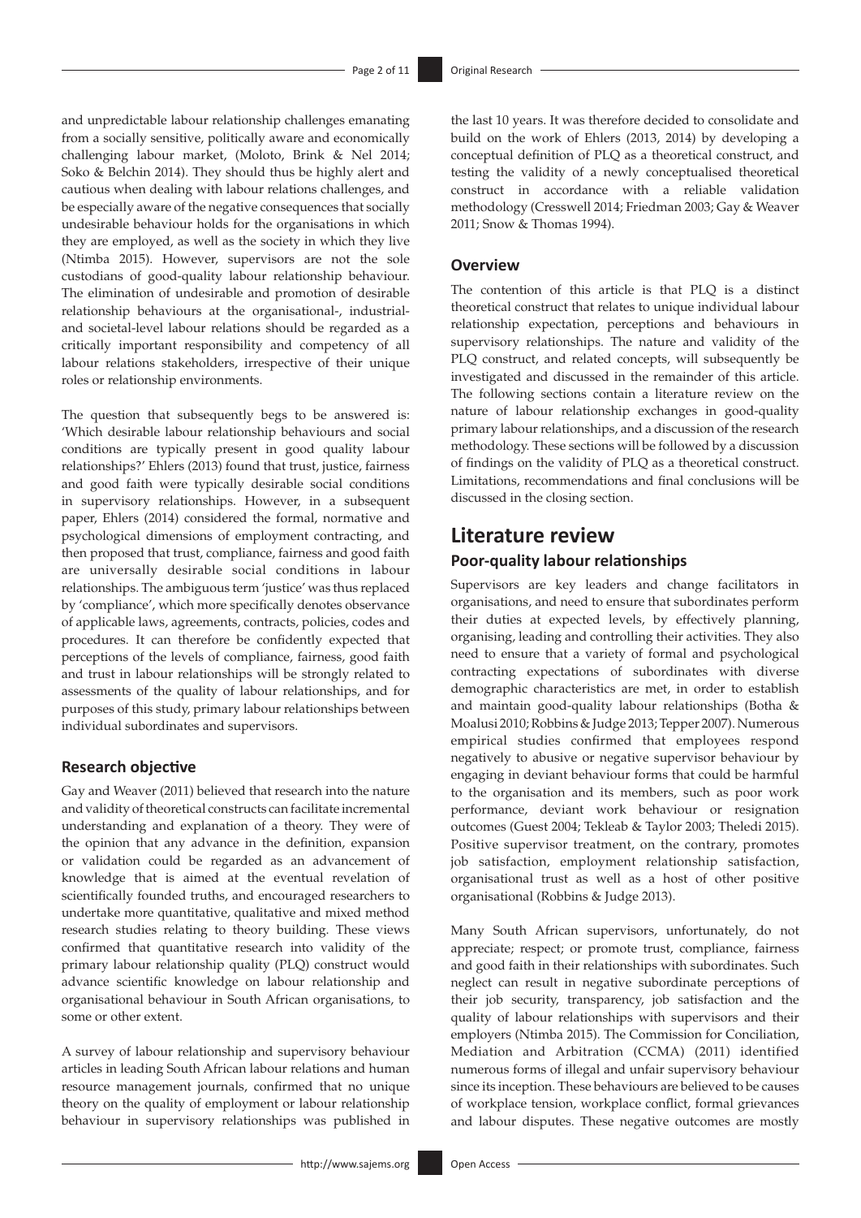and unpredictable labour relationship challenges emanating from a socially sensitive, politically aware and economically challenging labour market, (Moloto, Brink & Nel 2014; Soko & Belchin 2014). They should thus be highly alert and cautious when dealing with labour relations challenges, and be especially aware of the negative consequences that socially undesirable behaviour holds for the organisations in which they are employed, as well as the society in which they live (Ntimba 2015). However, supervisors are not the sole custodians of good-quality labour relationship behaviour. The elimination of undesirable and promotion of desirable relationship behaviours at the organisational-, industrial- and societal-level labour relations should be regarded as a critically important responsibility and competency of all labour relations stakeholders, irrespective of their unique roles or relationship environments.

The question that subsequently begs to be answered is: 'Which desirable labour relationship behaviours and social conditions are typically present in good quality labour relationships?' Ehlers (2013) found that trust, justice, fairness and good faith were typically desirable social conditions in supervisory relationships. However, in a subsequent paper, Ehlers (2014) considered the formal, normative and psychological dimensions of employment contracting, and then proposed that trust, compliance, fairness and good faith are universally desirable social conditions in labour relationships. The ambiguous term 'justice' was thus replaced by 'compliance', which more specifically denotes observance of applicable laws, agreements, contracts, policies, codes and procedures. It can therefore be confidently expected that perceptions of the levels of compliance, fairness, good faith and trust in labour relationships will be strongly related to assessments of the quality of labour relationships, and for purposes of this study, primary labour relationships between individual subordinates and supervisors.

### Research objective

Gay and Weaver (2011) believed that research into the nature and validity of theoretical constructs can facilitate incremental understanding and explanation of a theory. They were of the opinion that any advance in the definition, expansion or validation could be regarded as an advancement of knowledge that is aimed at the eventual revelation of scientifically founded truths, and encouraged researchers to undertake more quantitative, qualitative and mixed method research studies relating to theory building. These views confirmed that quantitative research into validity of the primary labour relationship quality (PLQ) construct would advance scientific knowledge on labour relationship and organisational behaviour in South African organisations, to some or other extent.

A survey of labour relationship and supervisory behaviour articles in leading South African labour relations and human resource management journals, confirmed that no unique theory on the quality of employment or labour relationship behaviour in supervisory relationships was published in the last 10 years. It was therefore decided to consolidate and build on the work of Ehlers (2013, 2014) by developing a conceptual definition of PLQ as a theoretical construct, and testing the validity of a newly conceptualised theoretical construct in accordance with a reliable validation methodology (Cresswell 2014; Friedman 2003; Gay & Weaver 2011; Snow & Thomas 1994).

### Overview

The contention of this article is that PLQ is a distinct theoretical construct that relates to unique individual labour relationship expectation, perceptions and behaviours in supervisory relationships. The nature and validity of the PLQ construct, and related concepts, will subsequently be investigated and discussed in the remainder of this article. The following sections contain a literature review on the nature of labour relationship exchanges in good-quality primary labour relationships, and a discussion of the research methodology. These sections will be followed by a discussion of findings on the validity of PLQ as a theoretical construct. Limitations, recommendations and final conclusions will be discussed in the closing section.

## Literature review

### Poor-quality labour relationships

Supervisors are key leaders and change facilitators in organisations, and need to ensure that subordinates perform their duties at expected levels, by effectively planning, organising, leading and controlling their activities. They also need to ensure that a variety of formal and psychological contracting expectations of subordinates with diverse demographic characteristics are met, in order to establish and maintain good-quality labour relationships (Botha & Moalusi 2010; Robbins & Judge 2013; Tepper 2007). Numerous empirical studies confirmed that employees respond negatively to abusive or negative supervisor behaviour by engaging in deviant behaviour forms that could be harmful to the organisation and its members, such as poor work performance, deviant work behaviour or resignation outcomes (Guest 2004; Tekleab & Taylor 2003; Theledi 2015). Positive supervisor treatment, on the contrary, promotes job satisfaction, employment relationship satisfaction, organisational trust as well as a host of other positive organisational (Robbins & Judge 2013).

Many South African supervisors, unfortunately, do not appreciate; respect; or promote trust, compliance, fairness and good faith in their relationships with subordinates. Such neglect can result in negative subordinate perceptions of their job security, transparency, job satisfaction and the quality of labour relationships with supervisors and their employers (Ntimba 2015). The Commission for Conciliation, Mediation and Arbitration (CCMA) (2011) identified numerous forms of illegal and unfair supervisory behaviour since its inception. These behaviours are believed to be causes of workplace tension, workplace conflict, formal grievances and labour disputes. These negative outcomes are mostly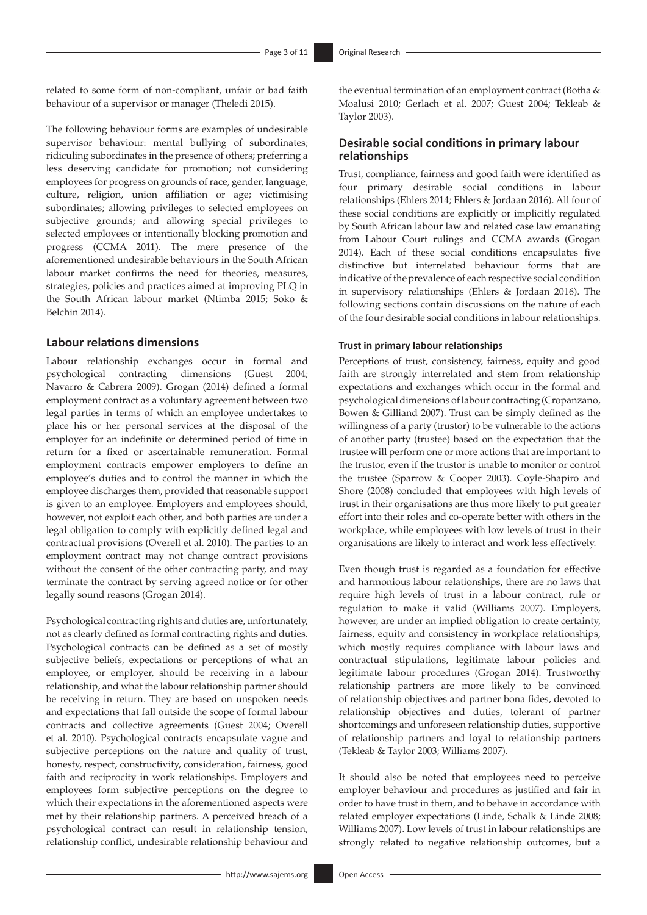related to some form of non-compliant, unfair or bad faith behaviour of a supervisor or manager (Theledi 2015).

The following behaviour forms are examples of undesirable supervisor behaviour: mental bullying of subordinates; ridiculing subordinates in the presence of others; preferring a less deserving candidate for promotion; not considering employees for progress on grounds of race, gender, language, culture, religion, union affiliation or age; victimising subordinates; allowing privileges to selected employees on subjective grounds; and allowing special privileges to selected employees or intentionally blocking promotion and progress (CCMA 2011). The mere presence of the aforementioned undesirable behaviours in the South African labour market confirms the need for theories, measures, strategies, policies and practices aimed at improving PLQ in the South African labour market (Ntimba 2015; Soko & Belchin 2014).

## Labour relations dimensions

Labour relationship exchanges occur in formal and psychological contracting dimensions (Guest 2004; Navarro & Cabrera 2009). Grogan (2014) defined a formal employment contract as a voluntary agreement between two legal parties in terms of which an employee undertakes to place his or her personal services at the disposal of the employer for an indefinite or determined period of time in return for a fixed or ascertainable remuneration. Formal employment contracts empower employers to define an employee's duties and to control the manner in which the employee discharges them, provided that reasonable support is given to an employee. Employers and employees should, however, not exploit each other, and both parties are under a legal obligation to comply with explicitly defined legal and contractual provisions (Overell et al. 2010). The parties to an employment contract may not change contract provisions without the consent of the other contracting party, and may terminate the contract by serving agreed notice or for other legally sound reasons (Grogan 2014).

Psychological contracting rights and duties are, unfortunately, not as clearly defined as formal contracting rights and duties. Psychological contracts can be defined as a set of mostly subjective beliefs, expectations or perceptions of what an employee, or employer, should be receiving in a labour relationship, and what the labour relationship partner should be receiving in return. They are based on unspoken needs and expectations that fall outside the scope of formal labour contracts and collective agreements (Guest 2004; Overell et al. 2010). Psychological contracts encapsulate vague and subjective perceptions on the nature and quality of trust, honesty, respect, constructivity, consideration, fairness, good faith and reciprocity in work relationships. Employers and employees form subjective perceptions on the degree to which their expectations in the aforementioned aspects were met by their relationship partners. A perceived breach of a psychological contract can result in relationship tension, relationship conflict, undesirable relationship behaviour and the eventual termination of an employment contract (Botha & Moalusi 2010; Gerlach et al. 2007; Guest 2004; Tekleab & Taylor 2003).

## Desirable social conditions in primary labour relationships

Trust, compliance, fairness and good faith were identified as four primary desirable social conditions in labour relationships (Ehlers 2014; Ehlers & Jordaan 2016). All four of these social conditions are explicitly or implicitly regulated by South African labour law and related case law emanating from Labour Court rulings and CCMA awards (Grogan 2014). Each of these social conditions encapsulates five distinctive but interrelated behaviour forms that are indicative of the prevalence of each respective social condition in supervisory relationships (Ehlers & Jordaan 2016). The following sections contain discussions on the nature of each of the four desirable social conditions in labour relationships.

### Trust in primary labour relationships

Perceptions of trust, consistency, fairness, equity and good faith are strongly interrelated and stem from relationship expectations and exchanges which occur in the formal and psychological dimensions of labour contracting (Cropanzano, Bowen & Gilliand 2007). Trust can be simply defined as the willingness of a party (trustor) to be vulnerable to the actions of another party (trustee) based on the expectation that the trustee will perform one or more actions that are important to the trustor, even if the trustor is unable to monitor or control the trustee (Sparrow & Cooper 2003). Coyle-Shapiro and Shore (2008) concluded that employees with high levels of trust in their organisations are thus more likely to put greater effort into their roles and co-operate better with others in the workplace, while employees with low levels of trust in their organisations are likely to interact and work less effectively.

Even though trust is regarded as a foundation for effective and harmonious labour relationships, there are no laws that require high levels of trust in a labour contract, rule or regulation to make it valid (Williams 2007). Employers, however, are under an implied obligation to create certainty, fairness, equity and consistency in workplace relationships, which mostly requires compliance with labour laws and contractual stipulations, legitimate labour policies and legitimate labour procedures (Grogan 2014). Trustworthy relationship partners are more likely to be convinced of relationship objectives and partner bona fides, devoted to relationship objectives and duties, tolerant of partner shortcomings and unforeseen relationship duties, supportive of relationship partners and loyal to relationship partners (Tekleab & Taylor 2003; Williams 2007).

It should also be noted that employees need to perceive employer behaviour and procedures as justified and fair in order to have trust in them, and to behave in accordance with related employer expectations (Linde, Schalk & Linde 2008; Williams 2007). Low levels of trust in labour relationships are strongly related to negative relationship outcomes, but a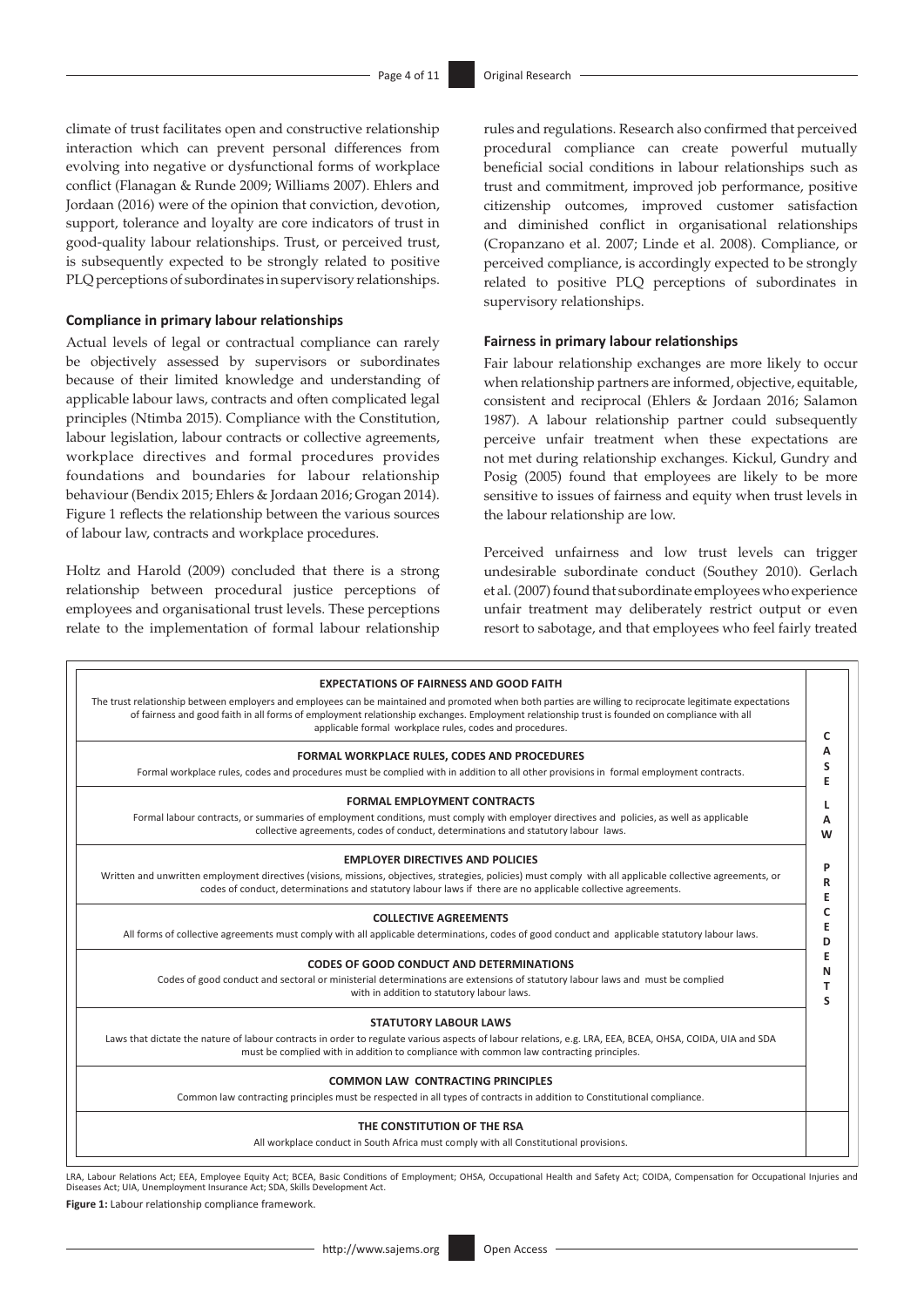climate of trust facilitates open and constructive relationship interaction which can prevent personal differences from evolving into negative or dysfunctional forms of workplace conflict (Flanagan & Runde 2009; Williams 2007). Ehlers and Jordaan (2016) were of the opinion that conviction, devotion, support, tolerance and loyalty are core indicators of trust in good-quality labour relationships. Trust, or perceived trust, is subsequently expected to be strongly related to positive PLQ perceptions of subordinates in supervisory relationships.

### Compliance in primary labour relationships

Actual levels of legal or contractual compliance can rarely be objectively assessed by supervisors or subordinates because of their limited knowledge and understanding of applicable labour laws, contracts and often complicated legal principles (Ntimba 2015). Compliance with the Constitution, labour legislation, labour contracts or collective agreements, workplace directives and formal procedures provides foundations and boundaries for labour relationship behaviour (Bendix 2015; Ehlers & Jordaan 2016; Grogan 2014). Figure 1 reflects the relationship between the various sources of labour law, contracts and workplace procedures.

Holtz and Harold (2009) concluded that there is a strong relationship between procedural justice perceptions of employees and organisational trust levels. These perceptions relate to the implementation of formal labour relationship rules and regulations. Research also confirmed that perceived procedural compliance can create powerful mutually beneficial social conditions in labour relationships such as trust and commitment, improved job performance, positive citizenship outcomes, improved customer satisfaction and diminished conflict in organisational relationships (Cropanzano et al. 2007; Linde et al. 2008). Compliance, or perceived compliance, is accordingly expected to be strongly related to positive PLQ perceptions of subordinates in supervisory relationships.

### Fairness in primary labour relationships

Fair labour relationship exchanges are more likely to occur when relationship partners are informed, objective, equitable, consistent and reciprocal (Ehlers & Jordaan 2016; Salamon 1987). A labour relationship partner could subsequently perceive unfair treatment when these expectations are not met during relationship exchanges. Kickul, Gundry and Posig (2005) found that employees are likely to be more sensitive to issues of fairness and equity when trust levels in the labour relationship are low.

Perceived unfairness and low trust levels can trigger undesirable subordinate conduct (Southey 2010). Gerlach et al. (2007) found that subordinate employees who experience unfair treatment may deliberately restrict output or even resort to sabotage, and that employees who feel fairly treated

| Framework level | |
|---|---|
| **EXPECTATIONS OF FAIRNESS AND GOOD FAITH**<br>The trust relationship between employers and employees can be maintained and promoted when both parties are willing to reciprocate legitimate expectations of fairness and good faith in all forms of employment relationship exchanges. Employment relationship trust is founded on compliance with all applicable formal workplace rules, codes and procedures. | CASE LAW PRECEDENTS |
| **FORMAL WORKPLACE RULES, CODES AND PROCEDURES**<br>Formal workplace rules, codes and procedures must be complied with in addition to all other provisions in formal employment contracts. | |
| **FORMAL EMPLOYMENT CONTRACTS**<br>Formal labour contracts, or summaries of employment conditions, must comply with employer directives and policies, as well as applicable collective agreements, codes of conduct, determinations and statutory labour laws. | |
| **EMPLOYER DIRECTIVES AND POLICIES**<br>Written and unwritten employment directives (visions, missions, objectives, strategies, policies) must comply with all applicable collective agreements, or codes of conduct, determinations and statutory labour laws if there are no applicable collective agreements. | |
| **COLLECTIVE AGREEMENTS**<br>All forms of collective agreements must comply with all applicable determinations, codes of good conduct and applicable statutory labour laws. | |
| **CODES OF GOOD CONDUCT AND DETERMINATIONS**<br>Codes of good conduct and sectoral or ministerial determinations are extensions of statutory labour laws and must be complied with in addition to statutory labour laws. | |
| **STATUTORY LABOUR LAWS**<br>Laws that dictate the nature of labour contracts in order to regulate various aspects of labour relations, e.g. LRA, EEA, BCEA, OHSA, COIDA, UIA and SDA must be complied with in addition to compliance with common law contracting principles. | |
| **COMMON LAW CONTRACTING PRINCIPLES**<br>Common law contracting principles must be respected in all types of contracts in addition to Constitutional compliance. | |
| **THE CONSTITUTION OF THE RSA**<br>All workplace conduct in South Africa must comply with all Constitutional provisions. | |

LRA, Labour Relations Act; EEA, Employee Equity Act; BCEA, Basic Conditions of Employment; OHSA, Occupational Health and Safety Act; COIDA, Compensation for Occupational Injuries and Diseases Act; UIA, Unemployment Insurance Act; SDA, Skills Development Act.

**Figure 1:** Labour relationship compliance framework.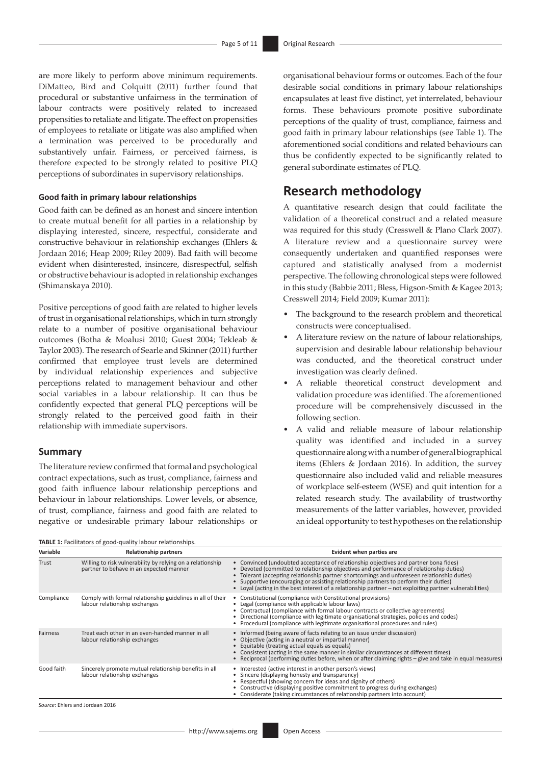are more likely to perform above minimum requirements. DiMatteo, Bird and Colquitt (2011) further found that procedural or substantive unfairness in the termination of labour contracts were positively related to increased propensities to retaliate and litigate. The effect on propensities of employees to retaliate or litigate was also amplified when a termination was perceived to be procedurally and substantively unfair. Fairness, or perceived fairness, is therefore expected to be strongly related to positive PLQ perceptions of subordinates in supervisory relationships.

#### Good faith in primary labour relationships

Good faith can be defined as an honest and sincere intention to create mutual benefit for all parties in a relationship by displaying interested, sincere, respectful, considerate and constructive behaviour in relationship exchanges (Ehlers & Jordaan 2016; Heap 2009; Riley 2009). Bad faith will become evident when disinterested, insincere, disrespectful, selfish or obstructive behaviour is adopted in relationship exchanges (Shimanskaya 2010).

Positive perceptions of good faith are related to higher levels of trust in organisational relationships, which in turn strongly relate to a number of positive organisational behaviour outcomes (Botha & Moalusi 2010; Guest 2004; Tekleab & Taylor 2003). The research of Searle and Skinner (2011) further confirmed that employee trust levels are determined by individual relationship experiences and subjective perceptions related to management behaviour and other social variables in a labour relationship. It can thus be confidently expected that general PLQ perceptions will be strongly related to the perceived good faith in their relationship with immediate supervisors.

### Summary

The literature review confirmed that formal and psychological contract expectations, such as trust, compliance, fairness and good faith influence labour relationship perceptions and behaviour in labour relationships. Lower levels, or absence, of trust, compliance, fairness and good faith are related to negative or undesirable primary labour relationships or organisational behaviour forms or outcomes. Each of the four desirable social conditions in primary labour relationships encapsulates at least five distinct, yet interrelated, behaviour forms. These behaviours promote positive subordinate perceptions of the quality of trust, compliance, fairness and good faith in primary labour relationships (see Table 1). The aforementioned social conditions and related behaviours can thus be confidently expected to be significantly related to general subordinate estimates of PLQ.

## Research methodology

A quantitative research design that could facilitate the validation of a theoretical construct and a related measure was required for this study (Cresswell & Plano Clark 2007). A literature review and a questionnaire survey were consequently undertaken and quantified responses were captured and statistically analysed from a modernist perspective. The following chronological steps were followed in this study (Babbie 2011; Bless, Higson-Smith & Kagee 2013; Cresswell 2014; Field 2009; Kumar 2011):

- The background to the research problem and theoretical constructs were conceptualised.
- A literature review on the nature of labour relationships, supervision and desirable labour relationship behaviour was conducted, and the theoretical construct under investigation was clearly defined.
- A reliable theoretical construct development and validation procedure was identified. The aforementioned procedure will be comprehensively discussed in the following section.
- A valid and reliable measure of labour relationship quality was identified and included in a survey questionnaire along with a number of general biographical items (Ehlers & Jordaan 2016). In addition, the survey questionnaire also included valid and reliable measures of workplace self-esteem (WSE) and quit intention for a related research study. The availability of trustworthy measurements of the latter variables, however, provided an ideal opportunity to test hypotheses on the relationship

**TABLE 1:** Facilitators of good-quality labour relationships.

| Variable | Relationship partners | Evident when parties are |
|---|---|---|
| Trust | Willing to risk vulnerability by relying on a relationship partner to behave in an expected manner | • Convinced (undoubted acceptance of relationship objectives and partner bona fides)<br>• Devoted (committed to relationship objectives and performance of relationship duties)<br>• Tolerant (accepting relationship partner shortcomings and unforeseen relationship duties)<br>• Supportive (encouraging or assisting relationship partners to perform their duties)<br>• Loyal (acting in the best interest of a relationship partner – not exploiting partner vulnerabilities) |
| Compliance | Comply with formal relationship guidelines in all of their labour relationship exchanges | • Constitutional (compliance with Constitutional provisions)<br>• Legal (compliance with applicable labour laws)<br>• Contractual (compliance with formal labour contracts or collective agreements)<br>• Directional (compliance with legitimate organisational strategies, policies and codes)<br>• Procedural (compliance with legitimate organisational procedures and rules) |
| Fairness | Treat each other in an even-handed manner in all labour relationship exchanges | • Informed (being aware of facts relating to an issue under discussion)<br>• Objective (acting in a neutral or impartial manner)<br>• Equitable (treating actual equals as equals)<br>• Consistent (acting in the same manner in similar circumstances at different times)<br>• Reciprocal (performing duties before, when or after claiming rights – give and take in equal measures) |
| Good faith | Sincerely promote mutual relationship benefits in all labour relationship exchanges | • Interested (active interest in another person's views)<br>• Sincere (displaying honesty and transparency)<br>• Respectful (showing concern for ideas and dignity of others)<br>• Constructive (displaying positive commitment to progress during exchanges)<br>• Considerate (taking circumstances of relationship partners into account) |

*Source*: Ehlers and Jordaan 2016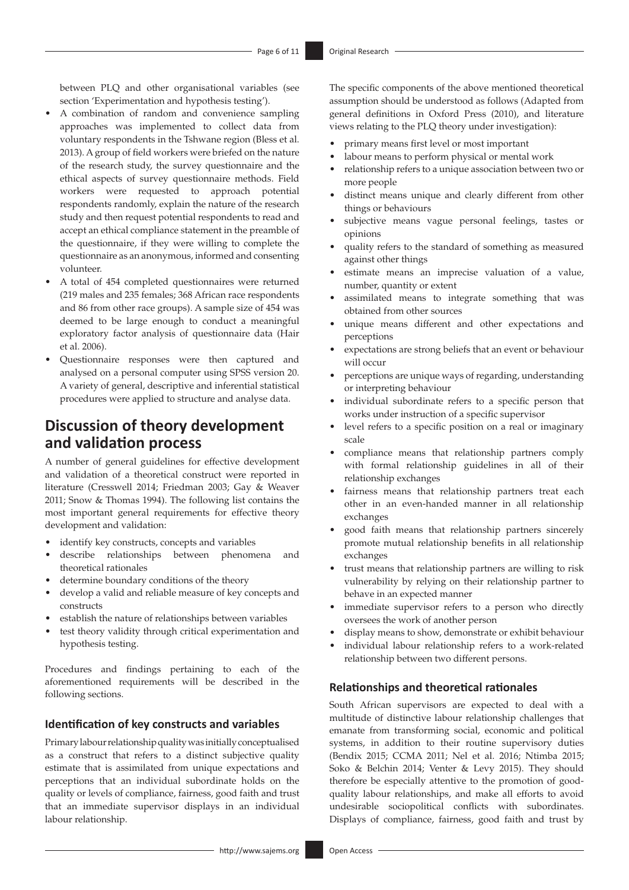between PLQ and other organisational variables (see section 'Experimentation and hypothesis testing').

- A combination of random and convenience sampling approaches was implemented to collect data from voluntary respondents in the Tshwane region (Bless et al. 2013). A group of field workers were briefed on the nature of the research study, the survey questionnaire and the ethical aspects of survey questionnaire methods. Field workers were requested to approach potential respondents randomly, explain the nature of the research study and then request potential respondents to read and accept an ethical compliance statement in the preamble of the questionnaire, if they were willing to complete the questionnaire as an anonymous, informed and consenting volunteer.
- A total of 454 completed questionnaires were returned (219 males and 235 females; 368 African race respondents and 86 from other race groups). A sample size of 454 was deemed to be large enough to conduct a meaningful exploratory factor analysis of questionnaire data (Hair et al. 2006).
- Questionnaire responses were then captured and analysed on a personal computer using SPSS version 20. A variety of general, descriptive and inferential statistical procedures were applied to structure and analyse data.

## Discussion of theory development and validation process

A number of general guidelines for effective development and validation of a theoretical construct were reported in literature (Cresswell 2014; Friedman 2003; Gay & Weaver 2011; Snow & Thomas 1994). The following list contains the most important general requirements for effective theory development and validation:

- identify key constructs, concepts and variables
- describe relationships between phenomena and theoretical rationales
- determine boundary conditions of the theory
- develop a valid and reliable measure of key concepts and constructs
- establish the nature of relationships between variables
- test theory validity through critical experimentation and hypothesis testing.

Procedures and findings pertaining to each of the aforementioned requirements will be described in the following sections.

### Identification of key constructs and variables

Primary labour relationship quality was initially conceptualised as a construct that refers to a distinct subjective quality estimate that is assimilated from unique expectations and perceptions that an individual subordinate holds on the quality or levels of compliance, fairness, good faith and trust that an immediate supervisor displays in an individual labour relationship.

The specific components of the above mentioned theoretical assumption should be understood as follows (Adapted from general definitions in Oxford Press (2010), and literature views relating to the PLQ theory under investigation):

- primary means first level or most important
- labour means to perform physical or mental work
- relationship refers to a unique association between two or more people
- distinct means unique and clearly different from other things or behaviours
- subjective means vague personal feelings, tastes or opinions
- quality refers to the standard of something as measured against other things
- estimate means an imprecise valuation of a value, number, quantity or extent
- assimilated means to integrate something that was obtained from other sources
- unique means different and other expectations and perceptions
- expectations are strong beliefs that an event or behaviour will occur
- perceptions are unique ways of regarding, understanding or interpreting behaviour
- individual subordinate refers to a specific person that works under instruction of a specific supervisor
- level refers to a specific position on a real or imaginary scale
- compliance means that relationship partners comply with formal relationship guidelines in all of their relationship exchanges
- fairness means that relationship partners treat each other in an even-handed manner in all relationship exchanges
- good faith means that relationship partners sincerely promote mutual relationship benefits in all relationship exchanges
- trust means that relationship partners are willing to risk vulnerability by relying on their relationship partner to behave in an expected manner
- immediate supervisor refers to a person who directly oversees the work of another person
- display means to show, demonstrate or exhibit behaviour
- individual labour relationship refers to a work-related relationship between two different persons.

### Relationships and theoretical rationales

South African supervisors are expected to deal with a multitude of distinctive labour relationship challenges that emanate from transforming social, economic and political systems, in addition to their routine supervisory duties (Bendix 2015; CCMA 2011; Nel et al. 2016; Ntimba 2015; Soko & Belchin 2014; Venter & Levy 2015). They should therefore be especially attentive to the promotion of good-quality labour relationships, and make all efforts to avoid undesirable sociopolitical conflicts with subordinates. Displays of compliance, fairness, good faith and trust by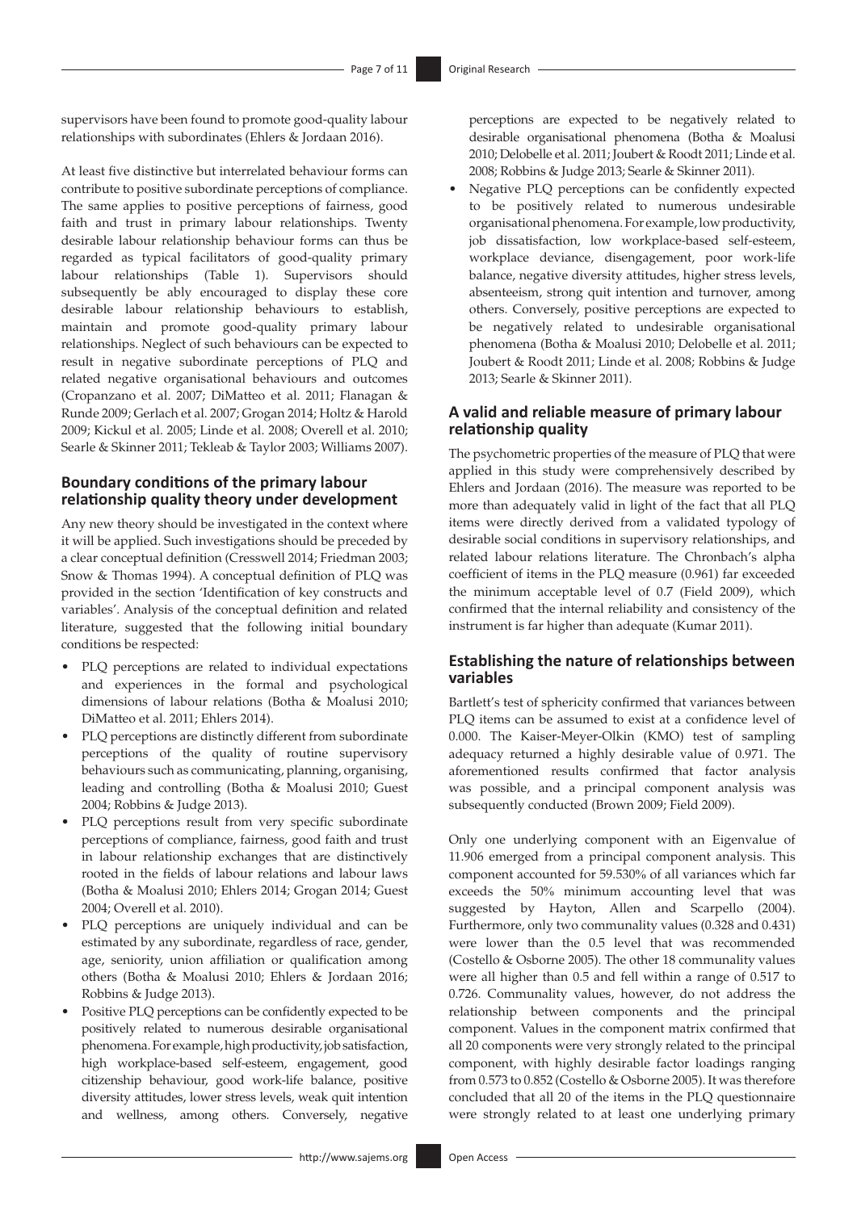supervisors have been found to promote good-quality labour relationships with subordinates (Ehlers & Jordaan 2016).

At least five distinctive but interrelated behaviour forms can contribute to positive subordinate perceptions of compliance. The same applies to positive perceptions of fairness, good faith and trust in primary labour relationships. Twenty desirable labour relationship behaviour forms can thus be regarded as typical facilitators of good-quality primary labour relationships (Table 1). Supervisors should subsequently be ably encouraged to display these core desirable labour relationship behaviours to establish, maintain and promote good-quality primary labour relationships. Neglect of such behaviours can be expected to result in negative subordinate perceptions of PLQ and related negative organisational behaviours and outcomes (Cropanzano et al. 2007; DiMatteo et al. 2011; Flanagan & Runde 2009; Gerlach et al. 2007; Grogan 2014; Holtz & Harold 2009; Kickul et al. 2005; Linde et al. 2008; Overell et al. 2010; Searle & Skinner 2011; Tekleab & Taylor 2003; Williams 2007).

### Boundary conditions of the primary labour relationship quality theory under development

Any new theory should be investigated in the context where it will be applied. Such investigations should be preceded by a clear conceptual definition (Cresswell 2014; Friedman 2003; Snow & Thomas 1994). A conceptual definition of PLQ was provided in the section 'Identification of key constructs and variables'. Analysis of the conceptual definition and related literature, suggested that the following initial boundary conditions be respected:

- PLQ perceptions are related to individual expectations and experiences in the formal and psychological dimensions of labour relations (Botha & Moalusi 2010; DiMatteo et al. 2011; Ehlers 2014).
- PLQ perceptions are distinctly different from subordinate perceptions of the quality of routine supervisory behaviours such as communicating, planning, organising, leading and controlling (Botha & Moalusi 2010; Guest 2004; Robbins & Judge 2013).
- PLQ perceptions result from very specific subordinate perceptions of compliance, fairness, good faith and trust in labour relationship exchanges that are distinctively rooted in the fields of labour relations and labour laws (Botha & Moalusi 2010; Ehlers 2014; Grogan 2014; Guest 2004; Overell et al. 2010).
- PLQ perceptions are uniquely individual and can be estimated by any subordinate, regardless of race, gender, age, seniority, union affiliation or qualification among others (Botha & Moalusi 2010; Ehlers & Jordaan 2016; Robbins & Judge 2013).
- Positive PLQ perceptions can be confidently expected to be positively related to numerous desirable organisational phenomena. For example, high productivity, job satisfaction, high workplace-based self-esteem, engagement, good citizenship behaviour, good work-life balance, positive diversity attitudes, lower stress levels, weak quit intention and wellness, among others. Conversely, negative perceptions are expected to be negatively related to desirable organisational phenomena (Botha & Moalusi 2010; Delobelle et al. 2011; Joubert & Roodt 2011; Linde et al. 2008; Robbins & Judge 2013; Searle & Skinner 2011).
- Negative PLQ perceptions can be confidently expected to be positively related to numerous undesirable organisational phenomena. For example, low productivity, job dissatisfaction, low workplace-based self-esteem, workplace deviance, disengagement, poor work-life balance, negative diversity attitudes, higher stress levels, absenteeism, strong quit intention and turnover, among others. Conversely, positive perceptions are expected to be negatively related to undesirable organisational phenomena (Botha & Moalusi 2010; Delobelle et al. 2011; Joubert & Roodt 2011; Linde et al. 2008; Robbins & Judge 2013; Searle & Skinner 2011).

### A valid and reliable measure of primary labour relationship quality

The psychometric properties of the measure of PLQ that were applied in this study were comprehensively described by Ehlers and Jordaan (2016). The measure was reported to be more than adequately valid in light of the fact that all PLQ items were directly derived from a validated typology of desirable social conditions in supervisory relationships, and related labour relations literature. The Chronbach's alpha coefficient of items in the PLQ measure (0.961) far exceeded the minimum acceptable level of 0.7 (Field 2009), which confirmed that the internal reliability and consistency of the instrument is far higher than adequate (Kumar 2011).

### Establishing the nature of relationships between variables

Bartlett's test of sphericity confirmed that variances between PLQ items can be assumed to exist at a confidence level of 0.000. The Kaiser-Meyer-Olkin (KMO) test of sampling adequacy returned a highly desirable value of 0.971. The aforementioned results confirmed that factor analysis was possible, and a principal component analysis was subsequently conducted (Brown 2009; Field 2009).

Only one underlying component with an Eigenvalue of 11.906 emerged from a principal component analysis. This component accounted for 59.530% of all variances which far exceeds the 50% minimum accounting level that was suggested by Hayton, Allen and Scarpello (2004). Furthermore, only two communality values (0.328 and 0.431) were lower than the 0.5 level that was recommended (Costello & Osborne 2005). The other 18 communality values were all higher than 0.5 and fell within a range of 0.517 to 0.726. Communality values, however, do not address the relationship between components and the principal component. Values in the component matrix confirmed that all 20 components were very strongly related to the principal component, with highly desirable factor loadings ranging from 0.573 to 0.852 (Costello & Osborne 2005). It was therefore concluded that all 20 of the items in the PLQ questionnaire were strongly related to at least one underlying primary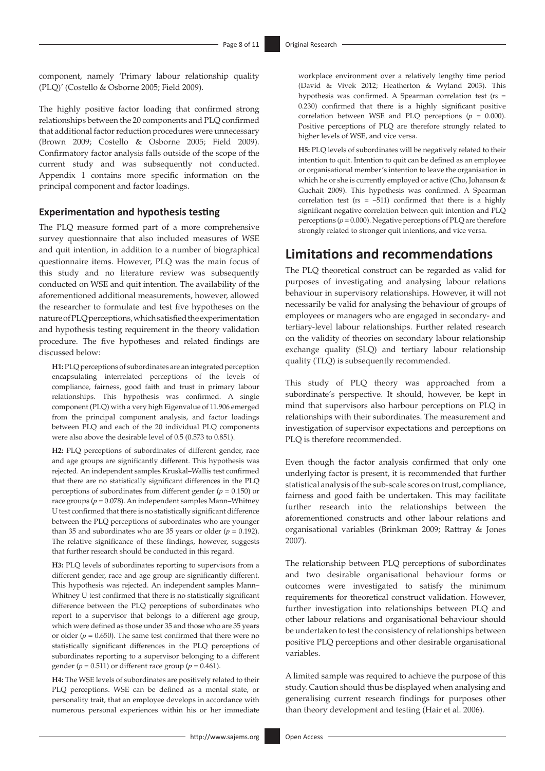component, namely 'Primary labour relationship quality (PLQ)' (Costello & Osborne 2005; Field 2009).

The highly positive factor loading that confirmed strong relationships between the 20 components and PLQ confirmed that additional factor reduction procedures were unnecessary (Brown 2009; Costello & Osborne 2005; Field 2009). Confirmatory factor analysis falls outside of the scope of the current study and was subsequently not conducted. Appendix 1 contains more specific information on the principal component and factor loadings.

### Experimentation and hypothesis testing

The PLQ measure formed part of a more comprehensive survey questionnaire that also included measures of WSE and quit intention, in addition to a number of biographical questionnaire items. However, PLQ was the main focus of this study and no literature review was subsequently conducted on WSE and quit intention. The availability of the aforementioned additional measurements, however, allowed the researcher to formulate and test five hypotheses on the nature of PLQ perceptions, which satisfied the experimentation and hypothesis testing requirement in the theory validation procedure. The five hypotheses and related findings are discussed below:

> **H1:** PLQ perceptions of subordinates are an integrated perception encapsulating interrelated perceptions of the levels of compliance, fairness, good faith and trust in primary labour relationships. This hypothesis was confirmed. A single component (PLQ) with a very high Eigenvalue of 11.906 emerged from the principal component analysis, and factor loadings between PLQ and each of the 20 individual PLQ components were also above the desirable level of 0.5 (0.573 to 0.851).

> **H2:** PLQ perceptions of subordinates of different gender, race and age groups are significantly different. This hypothesis was rejected. An independent samples Kruskal–Wallis test confirmed that there are no statistically significant differences in the PLQ perceptions of subordinates from different gender ($p = 0.150$) or race groups ($p = 0.078$). An independent samples Mann–Whitney U test confirmed that there is no statistically significant difference between the PLQ perceptions of subordinates who are younger than 35 and subordinates who are 35 years or older ($p = 0.192$). The relative significance of these findings, however, suggests that further research should be conducted in this regard.

> **H3:** PLQ levels of subordinates reporting to supervisors from a different gender, race and age group are significantly different. This hypothesis was rejected. An independent samples Mann–Whitney U test confirmed that there is no statistically significant difference between the PLQ perceptions of subordinates who report to a supervisor that belongs to a different age group, which were defined as those under 35 and those who are 35 years or older ($p = 0.650$). The same test confirmed that there were no statistically significant differences in the PLQ perceptions of subordinates reporting to a supervisor belonging to a different gender ($p = 0.511$) or different race group ($p = 0.461$).

> **H4:** The WSE levels of subordinates are positively related to their PLQ perceptions. WSE can be defined as a mental state, or personality trait, that an employee develops in accordance with numerous personal experiences within his or her immediate workplace environment over a relatively lengthy time period (David & Vivek 2012; Heatherton & Wyland 2003). This hypothesis was confirmed. A Spearman correlation test ($r_s = 0.230$) confirmed that there is a highly significant positive correlation between WSE and PLQ perceptions ($p = 0.000$). Positive perceptions of PLQ are therefore strongly related to higher levels of WSE, and vice versa.

> **H5:** PLQ levels of subordinates will be negatively related to their intention to quit. Intention to quit can be defined as an employee or organisational member's intention to leave the organisation in which he or she is currently employed or active (Cho, Johanson & Guchait 2009). This hypothesis was confirmed. A Spearman correlation test ($r_s = -511$) confirmed that there is a highly significant negative correlation between quit intention and PLQ perceptions ($p = 0.000$). Negative perceptions of PLQ are therefore strongly related to stronger quit intentions, and vice versa.

## Limitations and recommendations

The PLQ theoretical construct can be regarded as valid for purposes of investigating and analysing labour relations behaviour in supervisory relationships. However, it will not necessarily be valid for analysing the behaviour of groups of employees or managers who are engaged in secondary- and tertiary-level labour relationships. Further related research on the validity of theories on secondary labour relationship exchange quality (SLQ) and tertiary labour relationship quality (TLQ) is subsequently recommended.

This study of PLQ theory was approached from a subordinate's perspective. It should, however, be kept in mind that supervisors also harbour perceptions on PLQ in relationships with their subordinates. The measurement and investigation of supervisor expectations and perceptions on PLQ is therefore recommended.

Even though the factor analysis confirmed that only one underlying factor is present, it is recommended that further statistical analysis of the sub-scale scores on trust, compliance, fairness and good faith be undertaken. This may facilitate further research into the relationships between the aforementioned constructs and other labour relations and organisational variables (Brinkman 2009; Rattray & Jones 2007).

The relationship between PLQ perceptions of subordinates and two desirable organisational behaviour forms or outcomes were investigated to satisfy the minimum requirements for theoretical construct validation. However, further investigation into relationships between PLQ and other labour relations and organisational behaviour should be undertaken to test the consistency of relationships between positive PLQ perceptions and other desirable organisational variables.

A limited sample was required to achieve the purpose of this study. Caution should thus be displayed when analysing and generalising current research findings for purposes other than theory development and testing (Hair et al. 2006).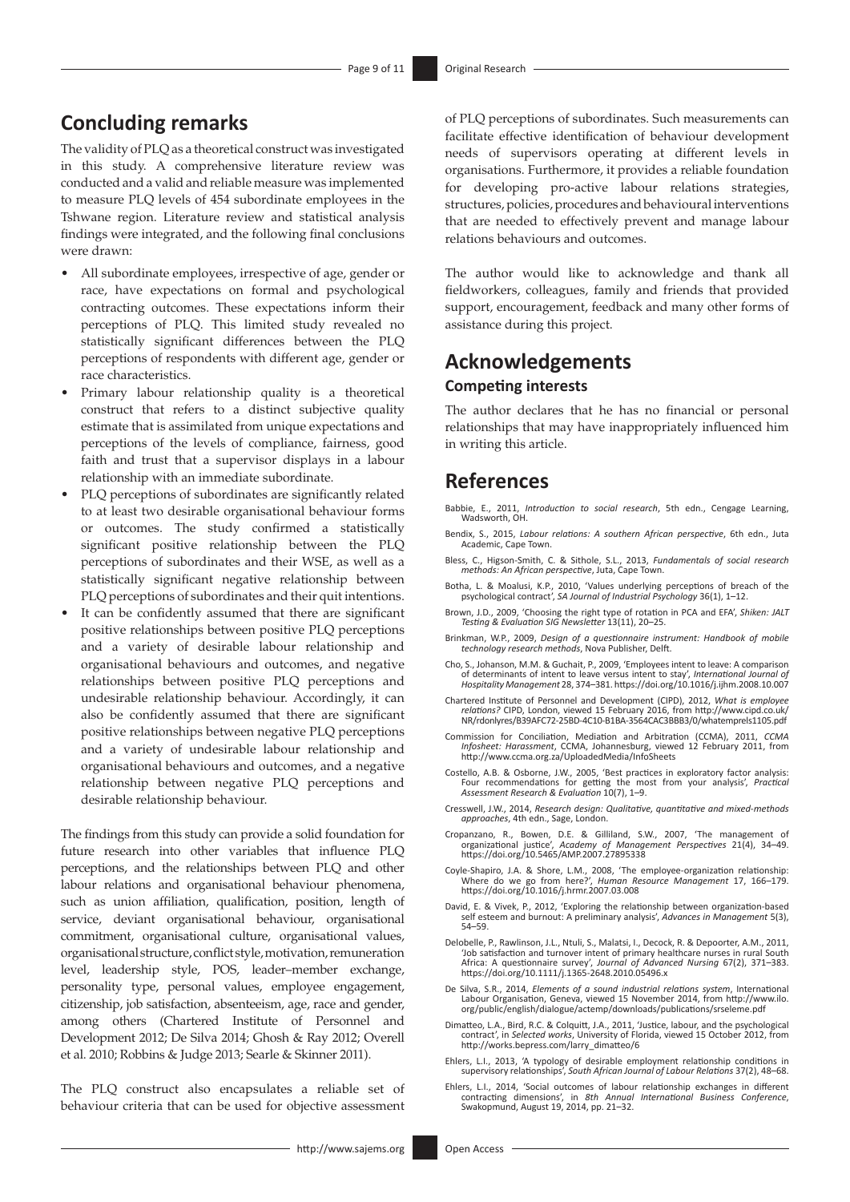## Concluding remarks

The validity of PLQ as a theoretical construct was investigated in this study. A comprehensive literature review was conducted and a valid and reliable measure was implemented to measure PLQ levels of 454 subordinate employees in the Tshwane region. Literature review and statistical analysis findings were integrated, and the following final conclusions were drawn:

- All subordinate employees, irrespective of age, gender or race, have expectations on formal and psychological contracting outcomes. These expectations inform their perceptions of PLQ. This limited study revealed no statistically significant differences between the PLQ perceptions of respondents with different age, gender or race characteristics.
- Primary labour relationship quality is a theoretical construct that refers to a distinct subjective quality estimate that is assimilated from unique expectations and perceptions of the levels of compliance, fairness, good faith and trust that a supervisor displays in a labour relationship with an immediate subordinate.
- PLQ perceptions of subordinates are significantly related to at least two desirable organisational behaviour forms or outcomes. The study confirmed a statistically significant positive relationship between the PLQ perceptions of subordinates and their WSE, as well as a statistically significant negative relationship between PLQ perceptions of subordinates and their quit intentions.
- It can be confidently assumed that there are significant positive relationships between positive PLQ perceptions and a variety of desirable labour relationship and organisational behaviours and outcomes, and negative relationships between positive PLQ perceptions and undesirable relationship behaviour. Accordingly, it can also be confidently assumed that there are significant positive relationships between negative PLQ perceptions and a variety of undesirable labour relationship and organisational behaviours and outcomes, and a negative relationship between negative PLQ perceptions and desirable relationship behaviour.

The findings from this study can provide a solid foundation for future research into other variables that influence PLQ perceptions, and the relationships between PLQ and other labour relations and organisational behaviour phenomena, such as union affiliation, qualification, position, length of service, deviant organisational behaviour, organisational commitment, organisational culture, organisational values, organisational structure, conflict style, motivation, remuneration level, leadership style, POS, leader–member exchange, personality type, personal values, employee engagement, citizenship, job satisfaction, absenteeism, age, race and gender, among others (Chartered Institute of Personnel and Development 2012; De Silva 2014; Ghosh & Ray 2012; Overell et al. 2010; Robbins & Judge 2013; Searle & Skinner 2011).

The PLQ construct also encapsulates a reliable set of behaviour criteria that can be used for objective assessment of PLQ perceptions of subordinates. Such measurements can facilitate effective identification of behaviour development needs of supervisors operating at different levels in organisations. Furthermore, it provides a reliable foundation for developing pro-active labour relations strategies, structures, policies, procedures and behavioural interventions that are needed to effectively prevent and manage labour relations behaviours and outcomes.

The author would like to acknowledge and thank all fieldworkers, colleagues, family and friends that provided support, encouragement, feedback and many other forms of assistance during this project.

## Acknowledgements

### Competing interests

The author declares that he has no financial or personal relationships that may have inappropriately influenced him in writing this article.

## References

Babbie, E., 2011, *Introduction to social research*, 5th edn., Cengage Learning, Wadsworth, OH.

Bendix, S., 2015, *Labour relations: A southern African perspective*, 6th edn., Juta Academic, Cape Town.

Bless, C., Higson-Smith, C. & Sithole, S.L., 2013, *Fundamentals of social research methods: An African perspective*, Juta, Cape Town.

Botha, L. & Moalusi, K.P., 2010, 'Values underlying perceptions of breach of the psychological contract', *SA Journal of Industrial Psychology* 36(1), 1–12.

Brown, J.D., 2009, 'Choosing the right type of rotation in PCA and EFA', *Shiken: JALT Testing & Evaluation SIG Newsletter* 13(11), 20–25.

Brinkman, W.P., 2009, *Design of a questionnaire instrument: Handbook of mobile technology research methods*, Nova Publisher, Delft.

Cho, S., Johanson, M.M. & Guchait, P., 2009, 'Employees intent to leave: A comparison of determinants of intent to leave versus intent to stay', *International Journal of Hospitality Management* 28, 374–381. https://doi.org/10.1016/j.ijhm.2008.10.007

Chartered Institute of Personnel and Development (CIPD), 2012, *What is employee relations?* CIPD, London, viewed 15 February 2016, from http://www.cipd.co.uk/NR/rdonlyres/B39AFC72-25BD-4C10-B1BA-3564CAC3BBB3/0/whatemprels1105.pdf

Commission for Conciliation, Mediation and Arbitration (CCMA), 2011, *CCMA Infosheet: Harassment*, CCMA, Johannesburg, viewed 12 February 2011, from http://www.ccma.org.za/UploadedMedia/InfoSheets

Costello, A.B. & Osborne, J.W., 2005, 'Best practices in exploratory factor analysis: Four recommendations for getting the most from your analysis', *Practical Assessment Research & Evaluation* 10(7), 1–9.

Cresswell, J.W., 2014, *Research design: Qualitative, quantitative and mixed-methods approaches*, 4th edn., Sage, London.

Cropanzano, R., Bowen, D.E. & Gilliland, S.W., 2007, 'The management of organizational justice', *Academy of Management Perspectives* 21(4), 34–49. https://doi.org/10.5465/AMP.2007.27895338

Coyle-Shapiro, J.A. & Shore, L.M., 2008, 'The employee-organization relationship: Where do we go from here?', *Human Resource Management* 17, 166–179. https://doi.org/10.1016/j.hrmr.2007.03.008

David, E. & Vivek, P., 2012, 'Exploring the relationship between organization-based self esteem and burnout: A preliminary analysis', *Advances in Management* 5(3), 54–59.

Delobelle, P., Rawlinson, J.L., Ntuli, S., Malatsi, I., Decock, R. & Depoorter, A.M., 2011, 'Job satisfaction and turnover intent of primary healthcare nurses in rural South Africa: A questionnaire survey', *Journal of Advanced Nursing* 67(2), 371–383. https://doi.org/10.1111/j.1365-2648.2010.05496.x

De Silva, S.R., 2014, *Elements of a sound industrial relations system*, International Labour Organisation, Geneva, viewed 15 November 2014, from http://www.ilo.org/public/english/dialogue/actemp/downloads/publications/srseleme.pdf

Dimatteo, L.A., Bird, R.C. & Colquitt, J.A., 2011, 'Justice, labour, and the psychological contract', in *Selected works*, University of Florida, viewed 15 October 2012, from http://works.bepress.com/larry_dimatteo/6

Ehlers, L.I., 2013, 'A typology of desirable employment relationship conditions in supervisory relationships', *South African Journal of Labour Relations* 37(2), 48–68.

Ehlers, L.I., 2014, 'Social outcomes of labour relationship exchanges in different contracting dimensions', in *8th Annual International Business Conference*, Swakopmund, August 19, 2014, pp. 21–32.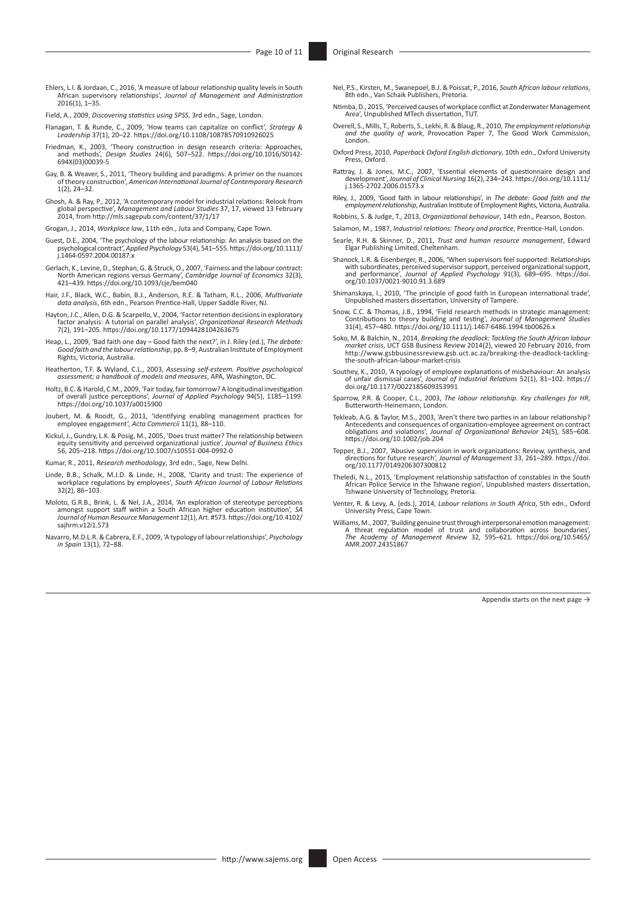Ehlers, L.I. & Jordaan, C., 2016, 'A measure of labour relationship quality levels in South African supervisory relationships', *Journal of Management and Administration* 2016(1), 1–35.

Field, A., 2009, *Discovering statistics using SPSS*, 3rd edn., Sage, London.

Flanagan, T. & Runde, C., 2009, 'How teams can capitalize on conflict', *Strategy & Leadership* 37(1), 20–22. https://doi.org/10.1108/10878570910926025

Friedman, K., 2003, 'Theory construction in design research criteria: Approaches, and methods', *Design Studies* 24(6), 507–522. https://doi.org/10.1016/S0142-694X(03)00039-5

Gay, B. & Weaver, S., 2011, 'Theory building and paradigms: A primer on the nuances of theory construction', *American International Journal of Contemporary Research* 1(2), 24–32.

Ghosh, A. & Ray, P., 2012, 'A contemporary model for industrial relations: Relook from global perspective', *Management and Labour Studies* 37, 17, viewed 13 February 2014, from http://mls.sagepub.com/content/37/1/17

Grogan, J., 2014, *Workplace law*, 11th edn., Juta and Company, Cape Town.

Guest, D.E., 2004, 'The psychology of the labour relationship: An analysis based on the psychological contract', *Applied Psychology* 53(4), 541–555. https://doi.org/10.1111/j.1464-0597.2004.00187.x

Gerlach, K., Levine, D., Stephan, G. & Struck, O., 2007, 'Fairness and the labour contract: North American regions versus Germany', *Cambridge Journal of Economics* 32(3), 421–439. https://doi.org/10.1093/cje/bem040

Hair, J.F., Black, W.C., Babin, B.J., Anderson, R.E. & Tatham, R.L., 2006, *Multivariate data analysis*, 6th edn., Pearson Prentice-Hall, Upper Saddle River, NJ.

Hayton, J.C., Allen, D.G. & Scarpello, V., 2004, 'Factor retention decisions in exploratory factor analysis: A tutorial on parallel analysis', *Organizational Research Methods* 7(2), 191–205. https://doi.org/10.1177/1094428104263675

Heap, L., 2009, 'Bad faith one day – Good faith the next?', in J. Riley (ed.), *The debate: Good faith and the labour relationship*, pp. 8–9, Australian Institute of Employment Rights, Victoria, Australia.

Heatherton, T.F. & Wyland, C.L., 2003, *Assessing self-esteem. Positive psychological assessment; a handbook of models and measures*, APA, Washington, DC.

Holtz, B.C. & Harold, C.M., 2009, 'Fair today, fair tomorrow? A longitudinal investigation of overall justice perceptions', *Journal of Applied Psychology* 94(5), 1185–1199. https://doi.org/10.1037/a0015900

Joubert, M. & Roodt, G., 2011, 'Identifying enabling management practices for employee engagement', *Acta Commercii* 11(1), 88–110.

Kickul, J., Gundry, L.K. & Posig, M., 2005, 'Does trust matter? The relationship between equity sensitivity and perceived organizational justice', *Journal of Business Ethics* 56, 205–218. https://doi.org/10.1007/s10551-004-0992-0

Kumar, R., 2011, *Research methodology*, 3rd edn., Sage, New Delhi.

Linde, B.B., Schalk, M.J.D. & Linde, H., 2008, 'Clarity and trust: The experience of workplace regulations by employees', *South African Journal of Labour Relations* 32(2), 86–103.

Moloto, G.R.B., Brink, L. & Nel, J.A., 2014, 'An exploration of stereotype perceptions amongst support staff within a South African higher education institution', *SA Journal of Human Resource Management* 12(1), Art. #573. https://doi.org/10.4102/sajhrm.v12i1.573

Navarro, M.D.L.R. & Cabrera, E.F., 2009, 'A typology of labour relationships', *Psychology in Spain* 13(1), 72–88.

Nel, P.S., Kirsten, M., Swanepoel, B.J. & Poissat, P., 2016, *South African labour relations*, 8th edn., Van Schaik Publishers, Pretoria.

Ntimba, D., 2015, 'Perceived causes of workplace conflict at Zonderwater Management Area', Unpublished MTech dissertation, TUT.

Overell, S., Mills, T., Roberts, S., Lekhi, R. & Blaug, R., 2010, *The employment relationship and the quality of work*, Provocation Paper 7, The Good Work Commission, London.

Oxford Press, 2010, *Paperback Oxford English dictionary*, 10th edn., Oxford University Press, Oxford.

Rattray, J. & Jones, M.C., 2007, 'Essential elements of questionnaire design and development', *Journal of Clinical Nursing* 16(2), 234–243. https://doi.org/10.1111/j.1365-2702.2006.01573.x

Riley, J., 2009, 'Good faith in labour relationships', in *The debate: Good faith and the employment relationship*, Australian Institute of Employment Rights, Victoria, Australia.

Robbins, S. & Judge, T., 2013, *Organizational behaviour*, 14th edn., Pearson, Boston.

Salamon, M., 1987, *Industrial relations: Theory and practice*, Prentice-Hall, London.

Searle, R.H. & Skinner, D., 2011, *Trust and human resource management*, Edward Elgar Publishing Limited, Cheltenham.

Shanock, L.R. & Eisenberger, R., 2006, 'When supervisors feel supported: Relationships with subordinates, perceived supervisor support, perceived organizational support, and performance', *Journal of Applied Psychology* 91(3), 689–695. https://doi.org/10.1037/0021-9010.91.3.689

Shimanskaya, I., 2010, 'The principle of good faith in European international trade', Unpublished masters dissertation, University of Tampere.

Snow, C.C. & Thomas, J.B., 1994, 'Field research methods in strategic management: Contributions to theory building and testing', *Journal of Management Studies* 31(4), 457–480. https://doi.org/10.1111/j.1467-6486.1994.tb00626.x

Soko, M. & Balchin, N., 2014, *Breaking the deadlock: Tackling the South African labour market crisis*, UCT GSB Business Review 2014(2), viewed 20 February 2016, from http://www.gsbbusinessreview.gsb.uct.ac.za/breaking-the-deadlock-tackling-the-south-african-labour-market-crisis

Southey, K., 2010, 'A typology of employee explanations of misbehaviour: An analysis of unfair dismissal cases', *Journal of Industrial Relations* 52(1), 81–102. https://doi.org/10.1177/0022185609353991

Sparrow, P.R. & Cooper, C.L., 2003, *The labour relationship. Key challenges for HR*, Butterworth-Heinemann, London.

Tekleab, A.G. & Taylor, M.S., 2003, 'Aren't there two parties in an labour relationship? Antecedents and consequences of organization-employee agreement on contract obligations and violations', *Journal of Organizational Behavior* 24(5), 585–608. https://doi.org/10.1002/job.204

Tepper, B.J., 2007, 'Abusive supervision in work organizations: Review, synthesis, and directions for future research', *Journal of Management* 33, 261–289. https://doi.org/10.1177/0149206307300812

Theledi, N.L., 2015, 'Employment relationship satisfaction of constables in the South African Police Service in the Tshwane region', Unpublished masters dissertation, Tshwane University of Technology, Pretoria.

Venter, R. & Levy, A. (eds.), 2014, *Labour relations in South Africa*, 5th edn., Oxford University Press, Cape Town.

Williams, M., 2007, 'Building genuine trust through interpersonal emotion management: A threat regulation model of trust and collaboration across boundaries', *The Academy of Management Review* 32, 595–621. https://doi.org/10.5465/AMR.2007.24351867

Appendix starts on the next page →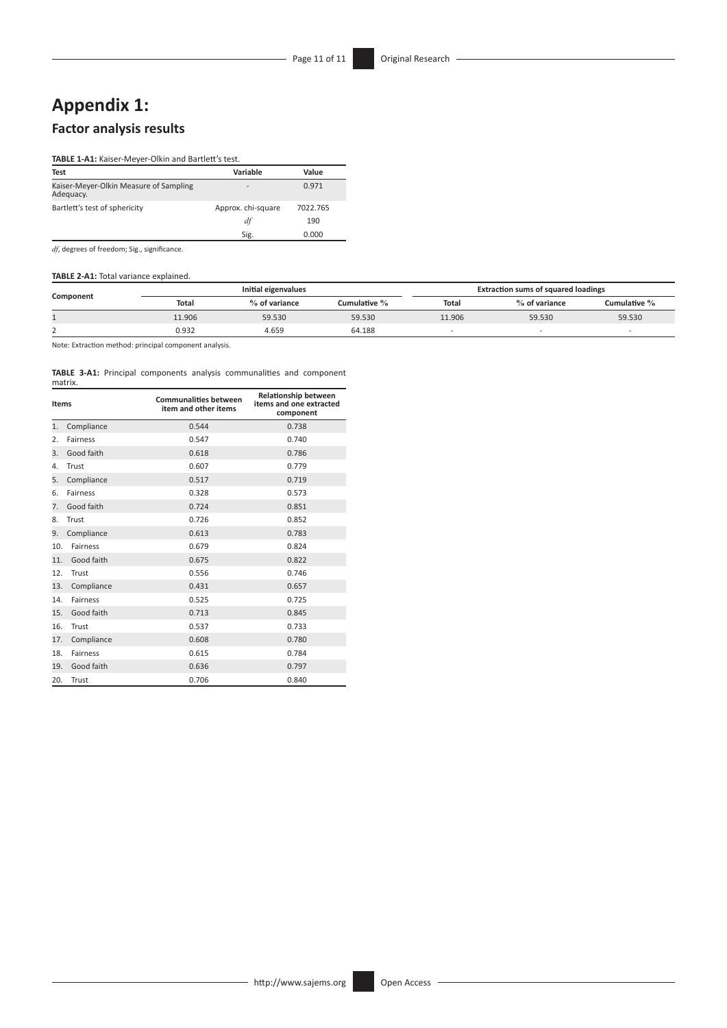# Appendix 1:

## Factor analysis results

**TABLE 1-A1:** Kaiser-Meyer-Olkin and Bartlett's test.

| Test | Variable | Value |
|---|---|---|
| Kaiser-Meyer-Olkin Measure of Sampling Adequacy. | - | 0.971 |
| Bartlett's test of sphericity | Approx. chi-square | 7022.765 |
| | *df* | 190 |
| | Sig. | 0.000 |

*df*, degrees of freedom; Sig., significance.

**TABLE 2-A1:** Total variance explained.

| Component | Initial eigenvalues | | | Extraction sums of squared loadings | | |
|---|---|---|---|---|---|---|
| | Total | % of variance | Cumulative % | Total | % of variance | Cumulative % |
| 1 | 11.906 | 59.530 | 59.530 | 11.906 | 59.530 | 59.530 |
| 2 | 0.932 | 4.659 | 64.188 | - | - | - |

Note: Extraction method: principal component analysis.

**TABLE 3-A1:** Principal components analysis communalities and component matrix.

| Items | Communalities between item and other items | Relationship between items and one extracted component |
|---|---|---|
| 1. Compliance | 0.544 | 0.738 |
| 2. Fairness | 0.547 | 0.740 |
| 3. Good faith | 0.618 | 0.786 |
| 4. Trust | 0.607 | 0.779 |
| 5. Compliance | 0.517 | 0.719 |
| 6. Fairness | 0.328 | 0.573 |
| 7. Good faith | 0.724 | 0.851 |
| 8. Trust | 0.726 | 0.852 |
| 9. Compliance | 0.613 | 0.783 |
| 10. Fairness | 0.679 | 0.824 |
| 11. Good faith | 0.675 | 0.822 |
| 12. Trust | 0.556 | 0.746 |
| 13. Compliance | 0.431 | 0.657 |
| 14. Fairness | 0.525 | 0.725 |
| 15. Good faith | 0.713 | 0.845 |
| 16. Trust | 0.537 | 0.733 |
| 17. Compliance | 0.608 | 0.780 |
| 18. Fairness | 0.615 | 0.784 |
| 19. Good faith | 0.636 | 0.797 |
| 20. Trust | 0.706 | 0.840 |